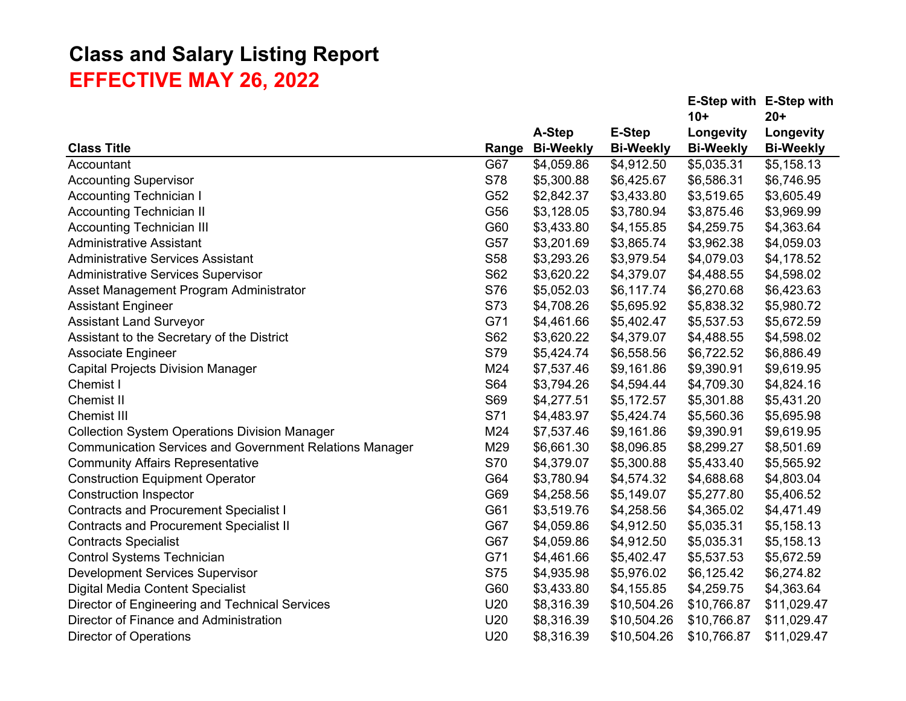# Class and Salary Listing Report

## EFFECTIVE MAY 26, 2022

| Class Title | Range | A-Step Bi-Weekly | E-Step Bi-Weekly | E-Step with 10+ Longevity Bi-Weekly | E-Step with 20+ Longevity Bi-Weekly |
|---|---|---|---|---|---|
| Accountant | G67 | $4,059.86 | $4,912.50 | $5,035.31 | $5,158.13 |
| Accounting Supervisor | S78 | $5,300.88 | $6,425.67 | $6,586.31 | $6,746.95 |
| Accounting Technician I | G52 | $2,842.37 | $3,433.80 | $3,519.65 | $3,605.49 |
| Accounting Technician II | G56 | $3,128.05 | $3,780.94 | $3,875.46 | $3,969.99 |
| Accounting Technician III | G60 | $3,433.80 | $4,155.85 | $4,259.75 | $4,363.64 |
| Administrative Assistant | G57 | $3,201.69 | $3,865.74 | $3,962.38 | $4,059.03 |
| Administrative Services Assistant | S58 | $3,293.26 | $3,979.54 | $4,079.03 | $4,178.52 |
| Administrative Services Supervisor | S62 | $3,620.22 | $4,379.07 | $4,488.55 | $4,598.02 |
| Asset Management Program Administrator | S76 | $5,052.03 | $6,117.74 | $6,270.68 | $6,423.63 |
| Assistant Engineer | S73 | $4,708.26 | $5,695.92 | $5,838.32 | $5,980.72 |
| Assistant Land Surveyor | G71 | $4,461.66 | $5,402.47 | $5,537.53 | $5,672.59 |
| Assistant to the Secretary of the District | S62 | $3,620.22 | $4,379.07 | $4,488.55 | $4,598.02 |
| Associate Engineer | S79 | $5,424.74 | $6,558.56 | $6,722.52 | $6,886.49 |
| Capital Projects Division Manager | M24 | $7,537.46 | $9,161.86 | $9,390.91 | $9,619.95 |
| Chemist I | S64 | $3,794.26 | $4,594.44 | $4,709.30 | $4,824.16 |
| Chemist II | S69 | $4,277.51 | $5,172.57 | $5,301.88 | $5,431.20 |
| Chemist III | S71 | $4,483.97 | $5,424.74 | $5,560.36 | $5,695.98 |
| Collection System Operations Division Manager | M24 | $7,537.46 | $9,161.86 | $9,390.91 | $9,619.95 |
| Communication Services and Government Relations Manager | M29 | $6,661.30 | $8,096.85 | $8,299.27 | $8,501.69 |
| Community Affairs Representative | S70 | $4,379.07 | $5,300.88 | $5,433.40 | $5,565.92 |
| Construction Equipment Operator | G64 | $3,780.94 | $4,574.32 | $4,688.68 | $4,803.04 |
| Construction Inspector | G69 | $4,258.56 | $5,149.07 | $5,277.80 | $5,406.52 |
| Contracts and Procurement Specialist I | G61 | $3,519.76 | $4,258.56 | $4,365.02 | $4,471.49 |
| Contracts and Procurement Specialist II | G67 | $4,059.86 | $4,912.50 | $5,035.31 | $5,158.13 |
| Contracts Specialist | G67 | $4,059.86 | $4,912.50 | $5,035.31 | $5,158.13 |
| Control Systems Technician | G71 | $4,461.66 | $5,402.47 | $5,537.53 | $5,672.59 |
| Development Services Supervisor | S75 | $4,935.98 | $5,976.02 | $6,125.42 | $6,274.82 |
| Digital Media Content Specialist | G60 | $3,433.80 | $4,155.85 | $4,259.75 | $4,363.64 |
| Director of Engineering and Technical Services | U20 | $8,316.39 | $10,504.26 | $10,766.87 | $11,029.47 |
| Director of Finance and Administration | U20 | $8,316.39 | $10,504.26 | $10,766.87 | $11,029.47 |
| Director of Operations | U20 | $8,316.39 | $10,504.26 | $10,766.87 | $11,029.47 |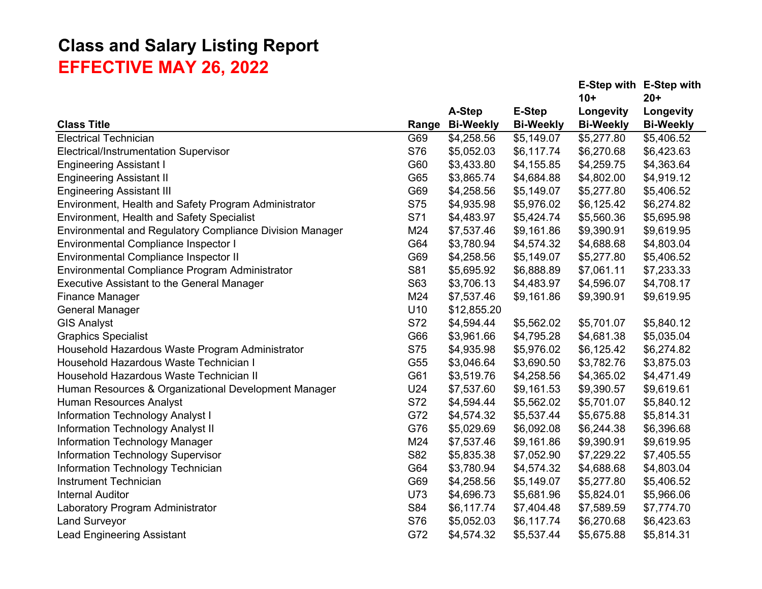# Class and Salary Listing Report

## EFFECTIVE MAY 26, 2022

| Class Title | Range | A-Step Bi-Weekly | E-Step Bi-Weekly | E-Step with 10+ Longevity Bi-Weekly | E-Step with 20+ Longevity Bi-Weekly |
|---|---|---|---|---|---|
| Electrical Technician | G69 | $4,258.56 | $5,149.07 | $5,277.80 | $5,406.52 |
| Electrical/Instrumentation Supervisor | S76 | $5,052.03 | $6,117.74 | $6,270.68 | $6,423.63 |
| Engineering Assistant I | G60 | $3,433.80 | $4,155.85 | $4,259.75 | $4,363.64 |
| Engineering Assistant II | G65 | $3,865.74 | $4,684.88 | $4,802.00 | $4,919.12 |
| Engineering Assistant III | G69 | $4,258.56 | $5,149.07 | $5,277.80 | $5,406.52 |
| Environment, Health and Safety Program Administrator | S75 | $4,935.98 | $5,976.02 | $6,125.42 | $6,274.82 |
| Environment, Health and Safety Specialist | S71 | $4,483.97 | $5,424.74 | $5,560.36 | $5,695.98 |
| Environmental and Regulatory Compliance Division Manager | M24 | $7,537.46 | $9,161.86 | $9,390.91 | $9,619.95 |
| Environmental Compliance Inspector I | G64 | $3,780.94 | $4,574.32 | $4,688.68 | $4,803.04 |
| Environmental Compliance Inspector II | G69 | $4,258.56 | $5,149.07 | $5,277.80 | $5,406.52 |
| Environmental Compliance Program Administrator | S81 | $5,695.92 | $6,888.89 | $7,061.11 | $7,233.33 |
| Executive Assistant to the General Manager | S63 | $3,706.13 | $4,483.97 | $4,596.07 | $4,708.17 |
| Finance Manager | M24 | $7,537.46 | $9,161.86 | $9,390.91 | $9,619.95 |
| General Manager | U10 | $12,855.20 | | | |
| GIS Analyst | S72 | $4,594.44 | $5,562.02 | $5,701.07 | $5,840.12 |
| Graphics Specialist | G66 | $3,961.66 | $4,795.28 | $4,681.38 | $5,035.04 |
| Household Hazardous Waste Program Administrator | S75 | $4,935.98 | $5,976.02 | $6,125.42 | $6,274.82 |
| Household Hazardous Waste Technician I | G55 | $3,046.64 | $3,690.50 | $3,782.76 | $3,875.03 |
| Household Hazardous Waste Technician II | G61 | $3,519.76 | $4,258.56 | $4,365.02 | $4,471.49 |
| Human Resources & Organizational Development Manager | U24 | $7,537.60 | $9,161.53 | $9,390.57 | $9,619.61 |
| Human Resources Analyst | S72 | $4,594.44 | $5,562.02 | $5,701.07 | $5,840.12 |
| Information Technology Analyst I | G72 | $4,574.32 | $5,537.44 | $5,675.88 | $5,814.31 |
| Information Technology Analyst II | G76 | $5,029.69 | $6,092.08 | $6,244.38 | $6,396.68 |
| Information Technology Manager | M24 | $7,537.46 | $9,161.86 | $9,390.91 | $9,619.95 |
| Information Technology Supervisor | S82 | $5,835.38 | $7,052.90 | $7,229.22 | $7,405.55 |
| Information Technology Technician | G64 | $3,780.94 | $4,574.32 | $4,688.68 | $4,803.04 |
| Instrument Technician | G69 | $4,258.56 | $5,149.07 | $5,277.80 | $5,406.52 |
| Internal Auditor | U73 | $4,696.73 | $5,681.96 | $5,824.01 | $5,966.06 |
| Laboratory Program Administrator | S84 | $6,117.74 | $7,404.48 | $7,589.59 | $7,774.70 |
| Land Surveyor | S76 | $5,052.03 | $6,117.74 | $6,270.68 | $6,423.63 |
| Lead Engineering Assistant | G72 | $4,574.32 | $5,537.44 | $5,675.88 | $5,814.31 |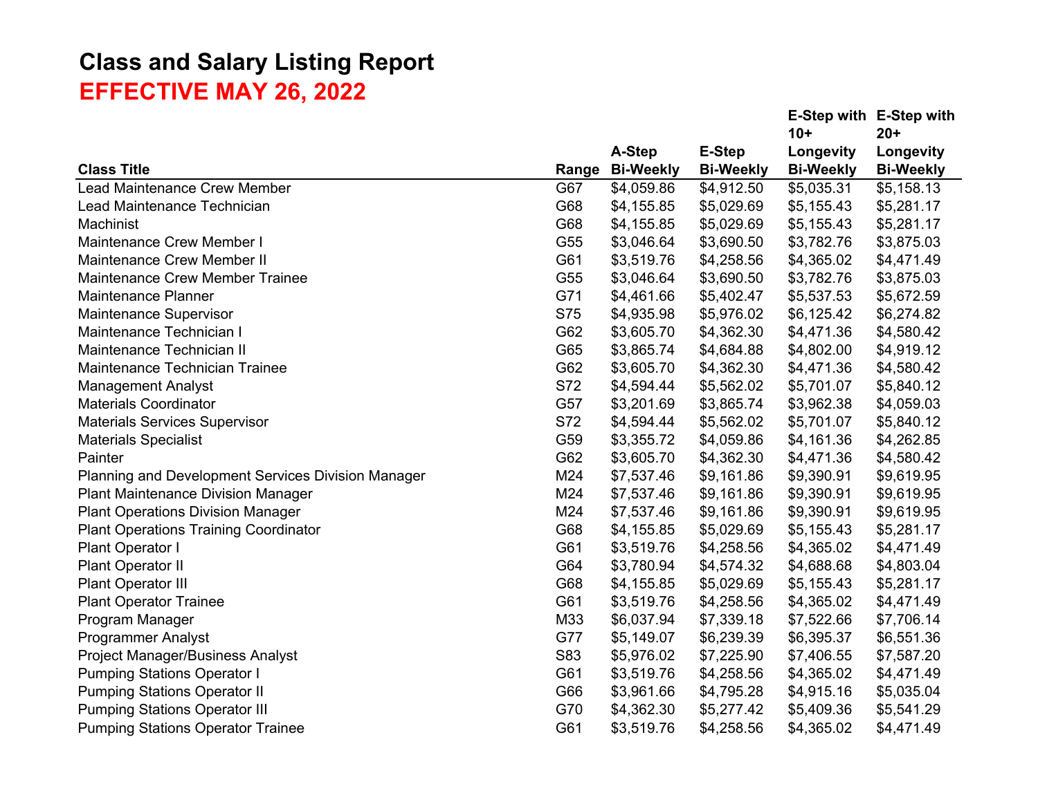# Class and Salary Listing Report

## EFFECTIVE MAY 26, 2022

| Class Title | Range | A-Step Bi-Weekly | E-Step Bi-Weekly | E-Step with 10+ Longevity Bi-Weekly | E-Step with 20+ Longevity Bi-Weekly |
|---|---|---|---|---|---|
| Lead Maintenance Crew Member | G67 | $4,059.86 | $4,912.50 | $5,035.31 | $5,158.13 |
| Lead Maintenance Technician | G68 | $4,155.85 | $5,029.69 | $5,155.43 | $5,281.17 |
| Machinist | G68 | $4,155.85 | $5,029.69 | $5,155.43 | $5,281.17 |
| Maintenance Crew Member I | G55 | $3,046.64 | $3,690.50 | $3,782.76 | $3,875.03 |
| Maintenance Crew Member II | G61 | $3,519.76 | $4,258.56 | $4,365.02 | $4,471.49 |
| Maintenance Crew Member Trainee | G55 | $3,046.64 | $3,690.50 | $3,782.76 | $3,875.03 |
| Maintenance Planner | G71 | $4,461.66 | $5,402.47 | $5,537.53 | $5,672.59 |
| Maintenance Supervisor | S75 | $4,935.98 | $5,976.02 | $6,125.42 | $6,274.82 |
| Maintenance Technician I | G62 | $3,605.70 | $4,362.30 | $4,471.36 | $4,580.42 |
| Maintenance Technician II | G65 | $3,865.74 | $4,684.88 | $4,802.00 | $4,919.12 |
| Maintenance Technician Trainee | G62 | $3,605.70 | $4,362.30 | $4,471.36 | $4,580.42 |
| Management Analyst | S72 | $4,594.44 | $5,562.02 | $5,701.07 | $5,840.12 |
| Materials Coordinator | G57 | $3,201.69 | $3,865.74 | $3,962.38 | $4,059.03 |
| Materials Services Supervisor | S72 | $4,594.44 | $5,562.02 | $5,701.07 | $5,840.12 |
| Materials Specialist | G59 | $3,355.72 | $4,059.86 | $4,161.36 | $4,262.85 |
| Painter | G62 | $3,605.70 | $4,362.30 | $4,471.36 | $4,580.42 |
| Planning and Development Services Division Manager | M24 | $7,537.46 | $9,161.86 | $9,390.91 | $9,619.95 |
| Plant Maintenance Division Manager | M24 | $7,537.46 | $9,161.86 | $9,390.91 | $9,619.95 |
| Plant Operations Division Manager | M24 | $7,537.46 | $9,161.86 | $9,390.91 | $9,619.95 |
| Plant Operations Training Coordinator | G68 | $4,155.85 | $5,029.69 | $5,155.43 | $5,281.17 |
| Plant Operator I | G61 | $3,519.76 | $4,258.56 | $4,365.02 | $4,471.49 |
| Plant Operator II | G64 | $3,780.94 | $4,574.32 | $4,688.68 | $4,803.04 |
| Plant Operator III | G68 | $4,155.85 | $5,029.69 | $5,155.43 | $5,281.17 |
| Plant Operator Trainee | G61 | $3,519.76 | $4,258.56 | $4,365.02 | $4,471.49 |
| Program Manager | M33 | $6,037.94 | $7,339.18 | $7,522.66 | $7,706.14 |
| Programmer Analyst | G77 | $5,149.07 | $6,239.39 | $6,395.37 | $6,551.36 |
| Project Manager/Business Analyst | S83 | $5,976.02 | $7,225.90 | $7,406.55 | $7,587.20 |
| Pumping Stations Operator I | G61 | $3,519.76 | $4,258.56 | $4,365.02 | $4,471.49 |
| Pumping Stations Operator II | G66 | $3,961.66 | $4,795.28 | $4,915.16 | $5,035.04 |
| Pumping Stations Operator III | G70 | $4,362.30 | $5,277.42 | $5,409.36 | $5,541.29 |
| Pumping Stations Operator Trainee | G61 | $3,519.76 | $4,258.56 | $4,365.02 | $4,471.49 |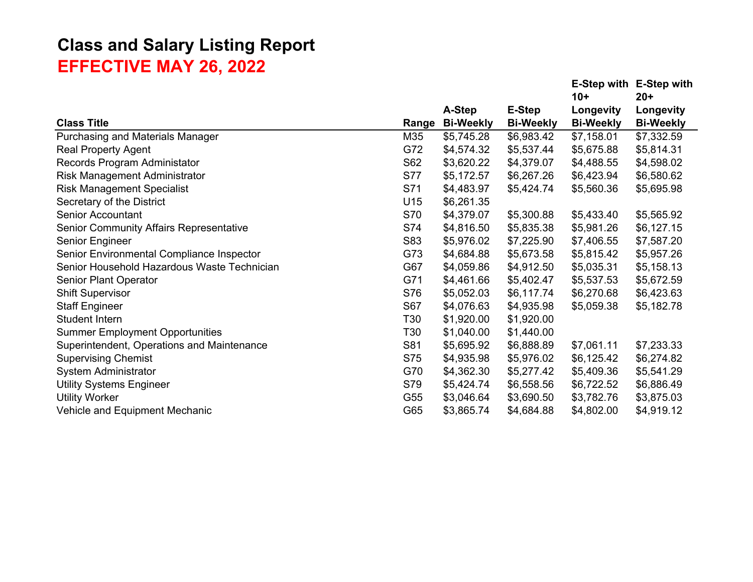# Class and Salary Listing Report

## EFFECTIVE MAY 26, 2022

| Class Title | Range | A-Step Bi-Weekly | E-Step Bi-Weekly | E-Step with 10+ Longevity Bi-Weekly | E-Step with 20+ Longevity Bi-Weekly |
|---|---|---|---|---|---|
| Purchasing and Materials Manager | M35 | $5,745.28 | $6,983.42 | $7,158.01 | $7,332.59 |
| Real Property Agent | G72 | $4,574.32 | $5,537.44 | $5,675.88 | $5,814.31 |
| Records Program Administator | S62 | $3,620.22 | $4,379.07 | $4,488.55 | $4,598.02 |
| Risk Management Administrator | S77 | $5,172.57 | $6,267.26 | $6,423.94 | $6,580.62 |
| Risk Management Specialist | S71 | $4,483.97 | $5,424.74 | $5,560.36 | $5,695.98 |
| Secretary of the District | U15 | $6,261.35 | | | |
| Senior Accountant | S70 | $4,379.07 | $5,300.88 | $5,433.40 | $5,565.92 |
| Senior Community Affairs Representative | S74 | $4,816.50 | $5,835.38 | $5,981.26 | $6,127.15 |
| Senior Engineer | S83 | $5,976.02 | $7,225.90 | $7,406.55 | $7,587.20 |
| Senior Environmental Compliance Inspector | G73 | $4,684.88 | $5,673.58 | $5,815.42 | $5,957.26 |
| Senior Household Hazardous Waste Technician | G67 | $4,059.86 | $4,912.50 | $5,035.31 | $5,158.13 |
| Senior Plant Operator | G71 | $4,461.66 | $5,402.47 | $5,537.53 | $5,672.59 |
| Shift Supervisor | S76 | $5,052.03 | $6,117.74 | $6,270.68 | $6,423.63 |
| Staff Engineer | S67 | $4,076.63 | $4,935.98 | $5,059.38 | $5,182.78 |
| Student Intern | T30 | $1,920.00 | $1,920.00 | | |
| Summer Employment Opportunities | T30 | $1,040.00 | $1,440.00 | | |
| Superintendent, Operations and Maintenance | S81 | $5,695.92 | $6,888.89 | $7,061.11 | $7,233.33 |
| Supervising Chemist | S75 | $4,935.98 | $5,976.02 | $6,125.42 | $6,274.82 |
| System Administrator | G70 | $4,362.30 | $5,277.42 | $5,409.36 | $5,541.29 |
| Utility Systems Engineer | S79 | $5,424.74 | $6,558.56 | $6,722.52 | $6,886.49 |
| Utility Worker | G55 | $3,046.64 | $3,690.50 | $3,782.76 | $3,875.03 |
| Vehicle and Equipment Mechanic | G65 | $3,865.74 | $4,684.88 | $4,802.00 | $4,919.12 |